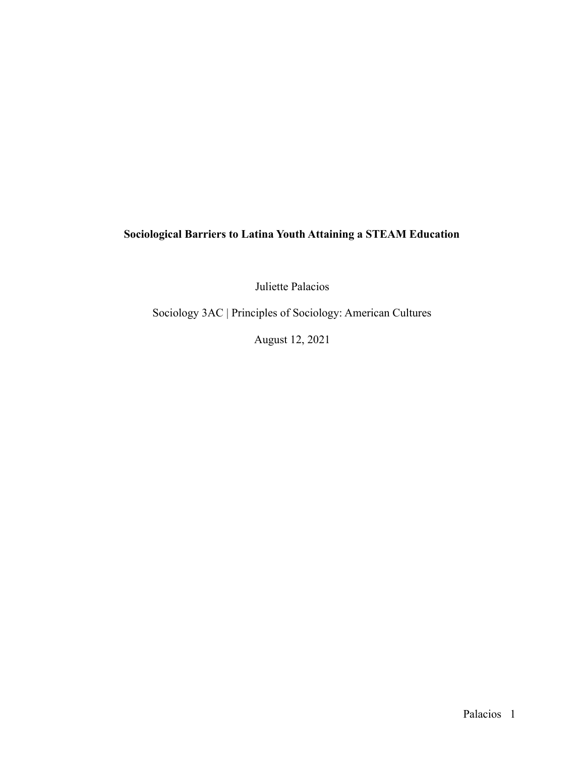**Sociological Barriers to Latina Youth Attaining a STEAM Education**

Juliette Palacios

Sociology 3AC | Principles of Sociology: American Cultures

August 12, 2021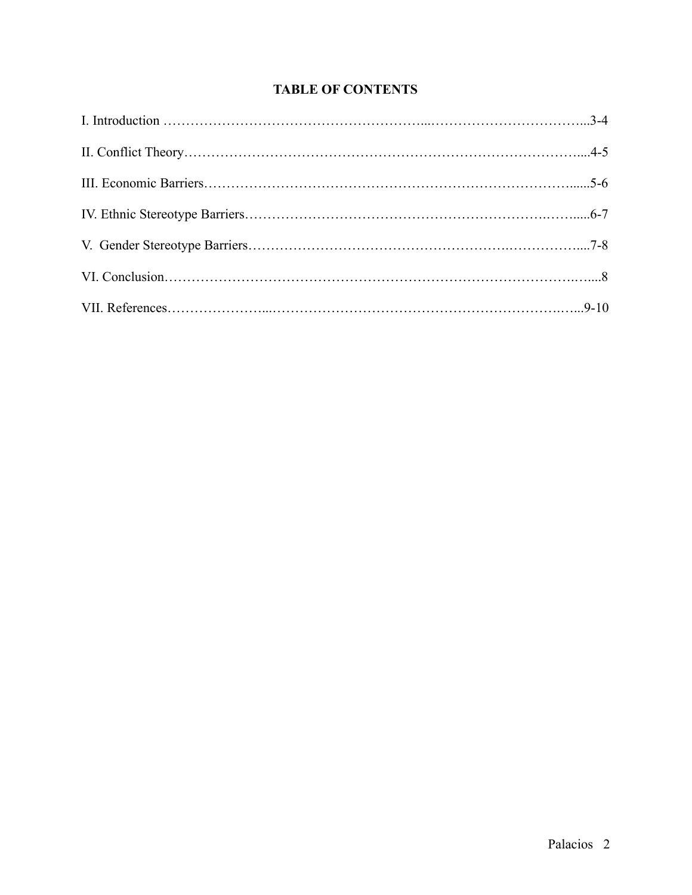**TABLE OF CONTENTS**

I. Introduction ……………………………………………………...……………………………...3-4

II. Conflict Theory………………………………………………………….…………….……....4-5

III. Economic Barriers…………………………………………………………………….......5-6

IV. Ethnic Stereotype Barriers…………………………………………………….……......6-7

V. Gender Stereotype Barriers………………………………………….……………....7-8

VI. Conclusion…………………………………………………………………………….…....8

VII. References…………………...………………………………………………….…...9-10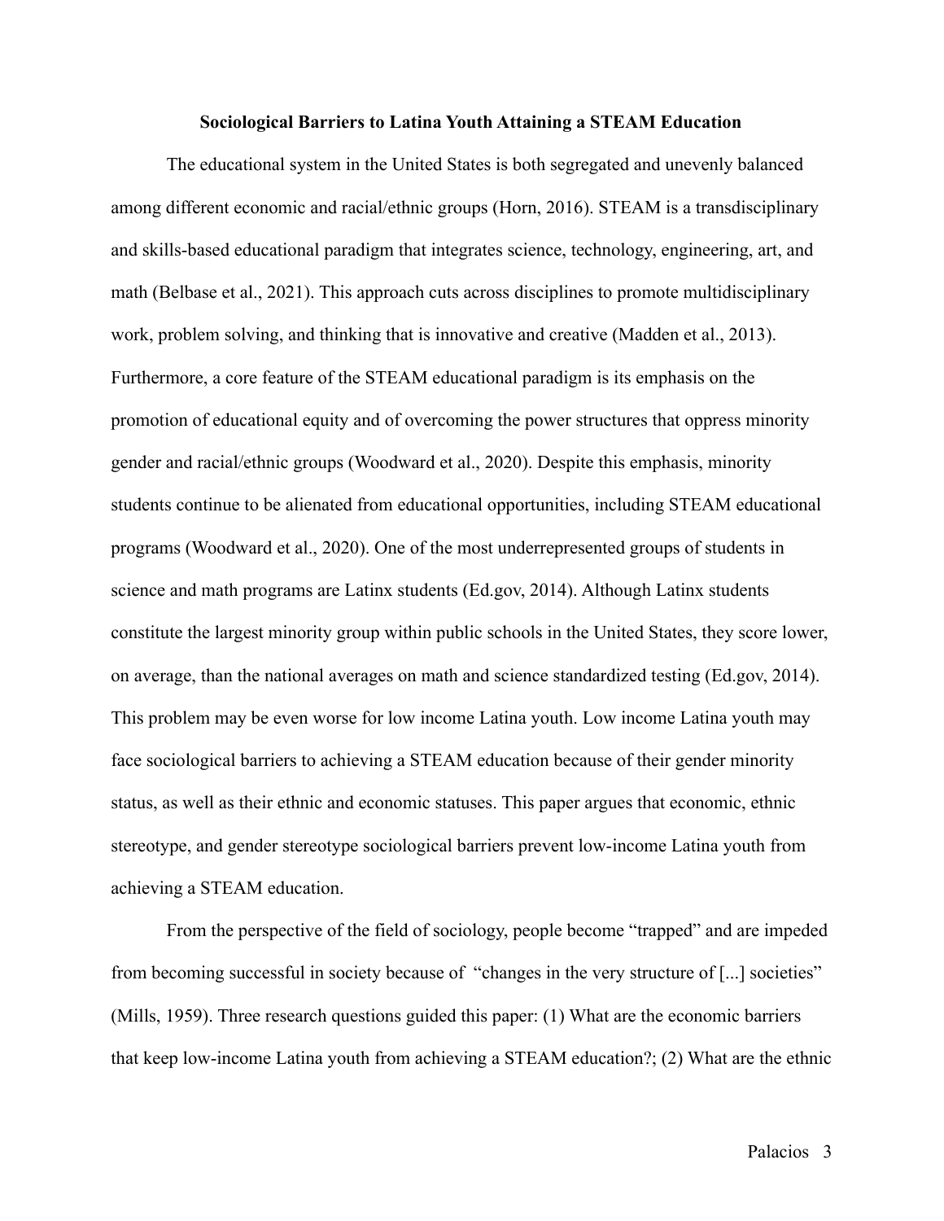**Sociological Barriers to Latina Youth Attaining a STEAM Education**

The educational system in the United States is both segregated and unevenly balanced among different economic and racial/ethnic groups (Horn, 2016). STEAM is a transdisciplinary and skills-based educational paradigm that integrates science, technology, engineering, art, and math (Belbase et al., 2021). This approach cuts across disciplines to promote multidisciplinary work, problem solving, and thinking that is innovative and creative (Madden et al., 2013). Furthermore, a core feature of the STEAM educational paradigm is its emphasis on the promotion of educational equity and of overcoming the power structures that oppress minority gender and racial/ethnic groups (Woodward et al., 2020). Despite this emphasis, minority students continue to be alienated from educational opportunities, including STEAM educational programs (Woodward et al., 2020). One of the most underrepresented groups of students in science and math programs are Latinx students (Ed.gov, 2014). Although Latinx students constitute the largest minority group within public schools in the United States, they score lower, on average, than the national averages on math and science standardized testing (Ed.gov, 2014). This problem may be even worse for low income Latina youth. Low income Latina youth may face sociological barriers to achieving a STEAM education because of their gender minority status, as well as their ethnic and economic statuses. This paper argues that economic, ethnic stereotype, and gender stereotype sociological barriers prevent low-income Latina youth from achieving a STEAM education.

From the perspective of the field of sociology, people become "trapped" and are impeded from becoming successful in society because of "changes in the very structure of [...] societies" (Mills, 1959). Three research questions guided this paper: (1) What are the economic barriers that keep low-income Latina youth from achieving a STEAM education?; (2) What are the ethnic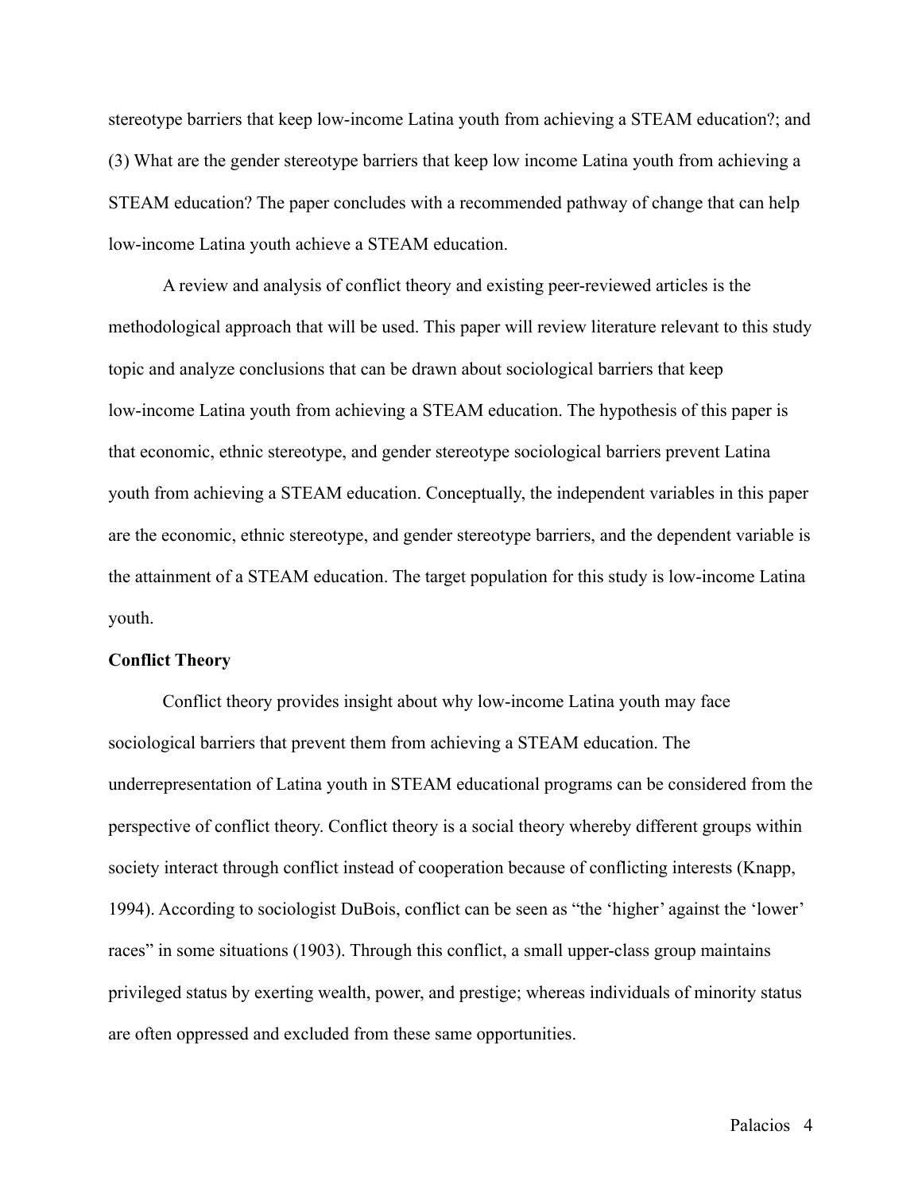stereotype barriers that keep low-income Latina youth from achieving a STEAM education?; and (3) What are the gender stereotype barriers that keep low income Latina youth from achieving a STEAM education? The paper concludes with a recommended pathway of change that can help low-income Latina youth achieve a STEAM education.

A review and analysis of conflict theory and existing peer-reviewed articles is the methodological approach that will be used. This paper will review literature relevant to this study topic and analyze conclusions that can be drawn about sociological barriers that keep low-income Latina youth from achieving a STEAM education. The hypothesis of this paper is that economic, ethnic stereotype, and gender stereotype sociological barriers prevent Latina youth from achieving a STEAM education. Conceptually, the independent variables in this paper are the economic, ethnic stereotype, and gender stereotype barriers, and the dependent variable is the attainment of a STEAM education. The target population for this study is low-income Latina youth.

**Conflict Theory**

Conflict theory provides insight about why low-income Latina youth may face sociological barriers that prevent them from achieving a STEAM education. The underrepresentation of Latina youth in STEAM educational programs can be considered from the perspective of conflict theory. Conflict theory is a social theory whereby different groups within society interact through conflict instead of cooperation because of conflicting interests (Knapp, 1994). According to sociologist DuBois, conflict can be seen as "the 'higher' against the 'lower' races" in some situations (1903). Through this conflict, a small upper-class group maintains privileged status by exerting wealth, power, and prestige; whereas individuals of minority status are often oppressed and excluded from these same opportunities.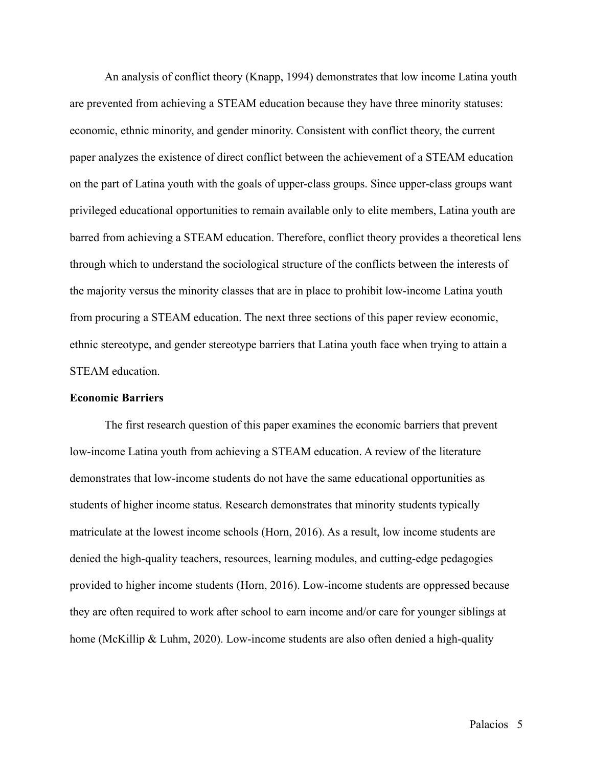An analysis of conflict theory (Knapp, 1994) demonstrates that low income Latina youth are prevented from achieving a STEAM education because they have three minority statuses: economic, ethnic minority, and gender minority. Consistent with conflict theory, the current paper analyzes the existence of direct conflict between the achievement of a STEAM education on the part of Latina youth with the goals of upper-class groups. Since upper-class groups want privileged educational opportunities to remain available only to elite members, Latina youth are barred from achieving a STEAM education. Therefore, conflict theory provides a theoretical lens through which to understand the sociological structure of the conflicts between the interests of the majority versus the minority classes that are in place to prohibit low-income Latina youth from procuring a STEAM education. The next three sections of this paper review economic, ethnic stereotype, and gender stereotype barriers that Latina youth face when trying to attain a STEAM education.

**Economic Barriers**

The first research question of this paper examines the economic barriers that prevent low-income Latina youth from achieving a STEAM education. A review of the literature demonstrates that low-income students do not have the same educational opportunities as students of higher income status. Research demonstrates that minority students typically matriculate at the lowest income schools (Horn, 2016). As a result, low income students are denied the high-quality teachers, resources, learning modules, and cutting-edge pedagogies provided to higher income students (Horn, 2016). Low-income students are oppressed because they are often required to work after school to earn income and/or care for younger siblings at home (McKillip & Luhm, 2020). Low-income students are also often denied a high-quality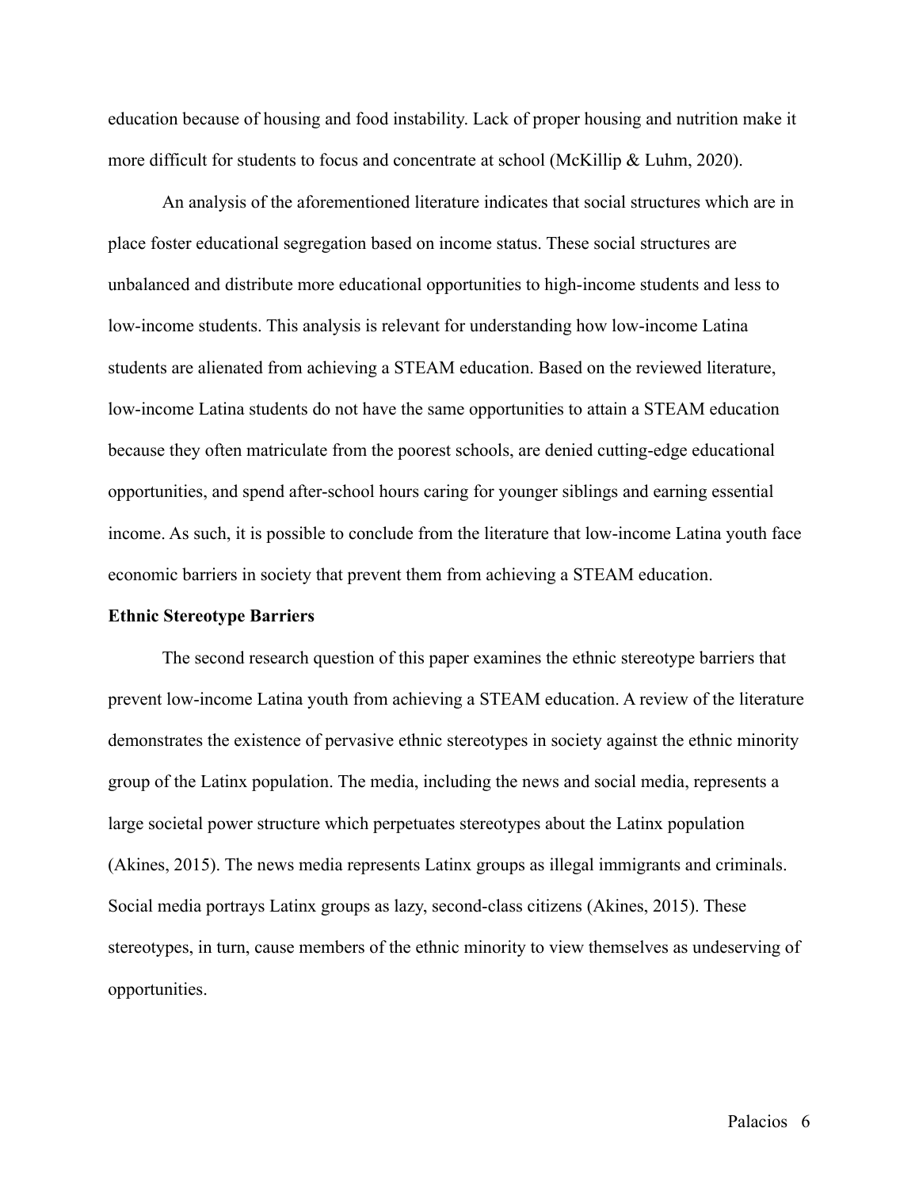education because of housing and food instability. Lack of proper housing and nutrition make it more difficult for students to focus and concentrate at school (McKillip & Luhm, 2020).

An analysis of the aforementioned literature indicates that social structures which are in place foster educational segregation based on income status. These social structures are unbalanced and distribute more educational opportunities to high-income students and less to low-income students. This analysis is relevant for understanding how low-income Latina students are alienated from achieving a STEAM education. Based on the reviewed literature, low-income Latina students do not have the same opportunities to attain a STEAM education because they often matriculate from the poorest schools, are denied cutting-edge educational opportunities, and spend after-school hours caring for younger siblings and earning essential income. As such, it is possible to conclude from the literature that low-income Latina youth face economic barriers in society that prevent them from achieving a STEAM education.

**Ethnic Stereotype Barriers**

The second research question of this paper examines the ethnic stereotype barriers that prevent low-income Latina youth from achieving a STEAM education. A review of the literature demonstrates the existence of pervasive ethnic stereotypes in society against the ethnic minority group of the Latinx population. The media, including the news and social media, represents a large societal power structure which perpetuates stereotypes about the Latinx population (Akines, 2015). The news media represents Latinx groups as illegal immigrants and criminals. Social media portrays Latinx groups as lazy, second-class citizens (Akines, 2015). These stereotypes, in turn, cause members of the ethnic minority to view themselves as undeserving of opportunities.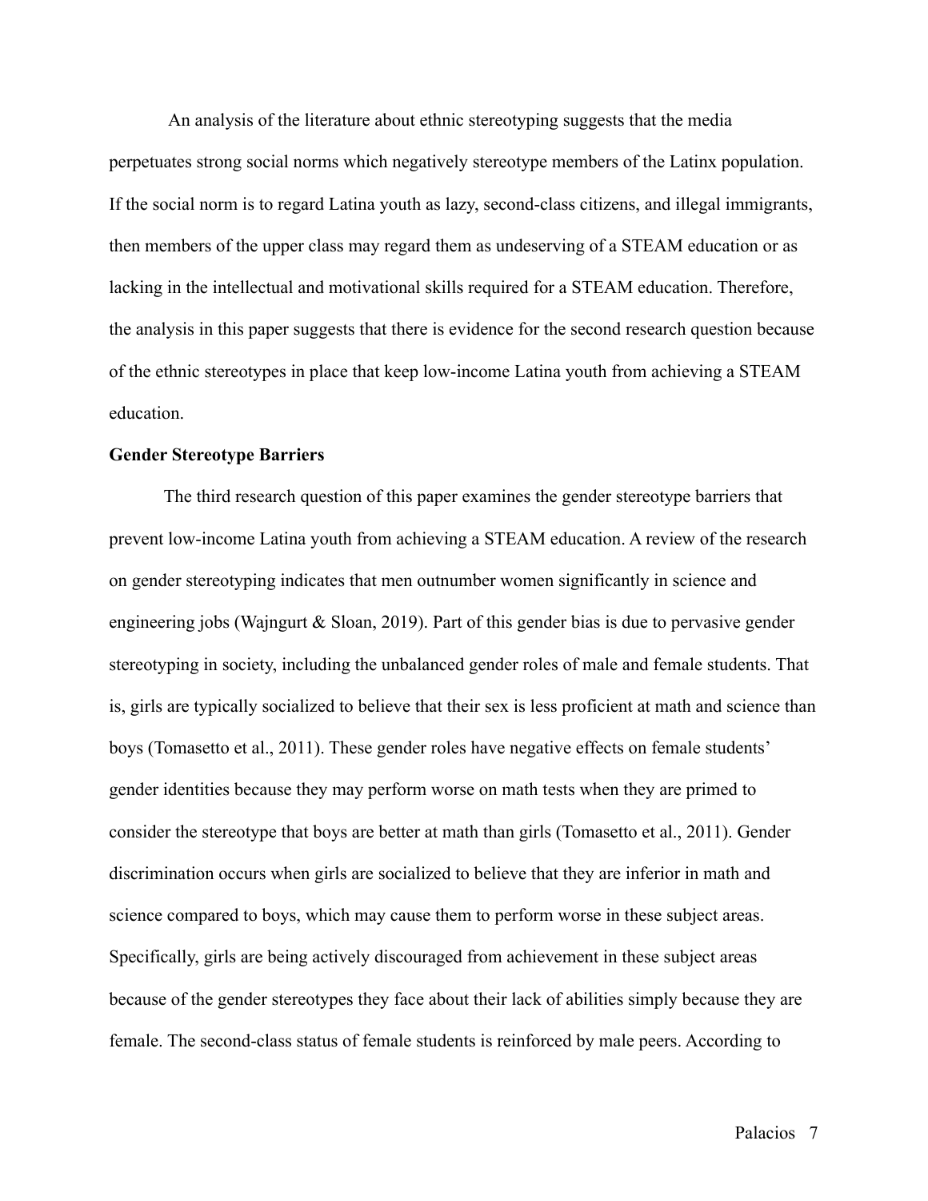An analysis of the literature about ethnic stereotyping suggests that the media perpetuates strong social norms which negatively stereotype members of the Latinx population. If the social norm is to regard Latina youth as lazy, second-class citizens, and illegal immigrants, then members of the upper class may regard them as undeserving of a STEAM education or as lacking in the intellectual and motivational skills required for a STEAM education. Therefore, the analysis in this paper suggests that there is evidence for the second research question because of the ethnic stereotypes in place that keep low-income Latina youth from achieving a STEAM education.

**Gender Stereotype Barriers**

The third research question of this paper examines the gender stereotype barriers that prevent low-income Latina youth from achieving a STEAM education. A review of the research on gender stereotyping indicates that men outnumber women significantly in science and engineering jobs (Wajngurt & Sloan, 2019). Part of this gender bias is due to pervasive gender stereotyping in society, including the unbalanced gender roles of male and female students. That is, girls are typically socialized to believe that their sex is less proficient at math and science than boys (Tomasetto et al., 2011). These gender roles have negative effects on female students' gender identities because they may perform worse on math tests when they are primed to consider the stereotype that boys are better at math than girls (Tomasetto et al., 2011). Gender discrimination occurs when girls are socialized to believe that they are inferior in math and science compared to boys, which may cause them to perform worse in these subject areas. Specifically, girls are being actively discouraged from achievement in these subject areas because of the gender stereotypes they face about their lack of abilities simply because they are female. The second-class status of female students is reinforced by male peers. According to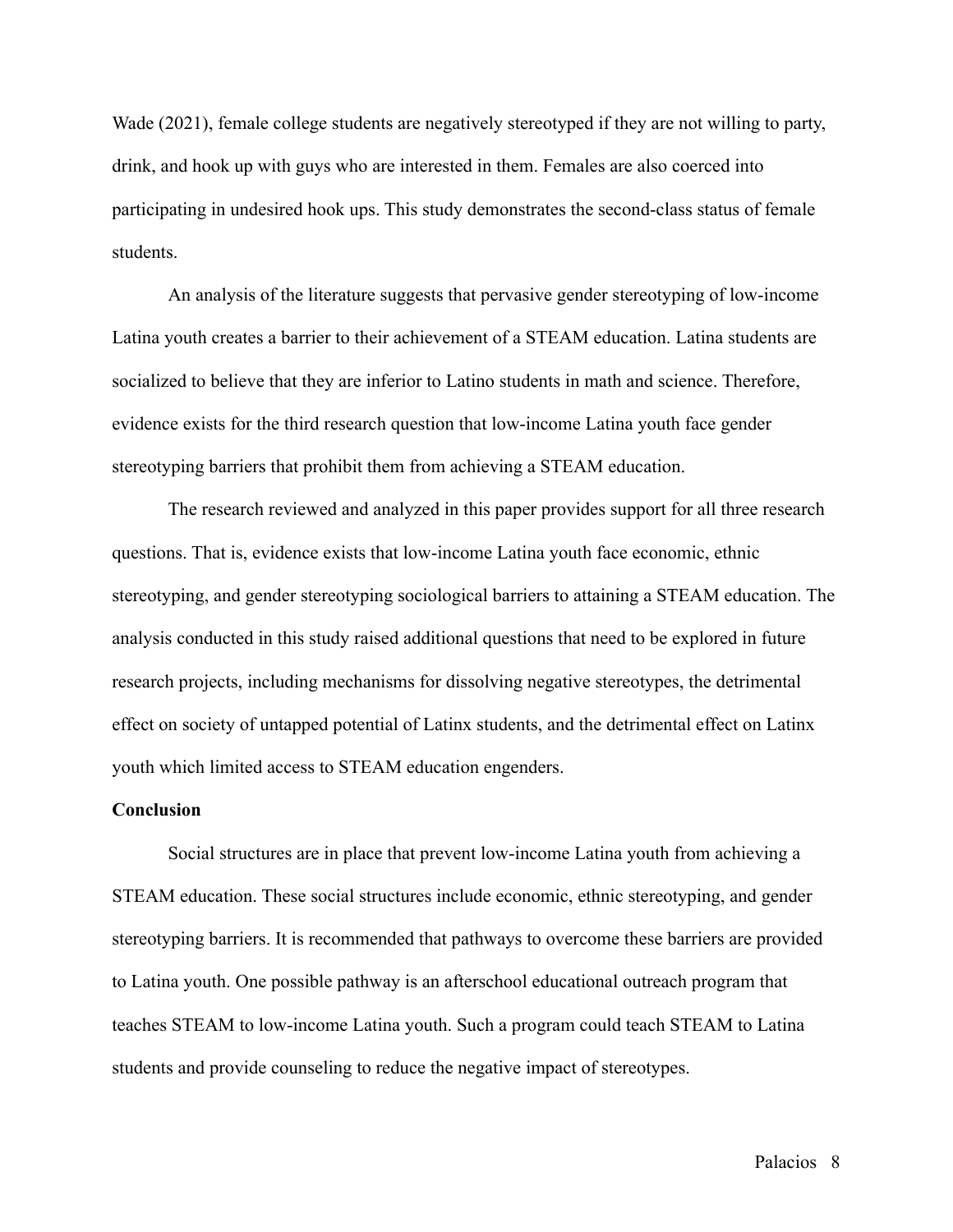Wade (2021), female college students are negatively stereotyped if they are not willing to party, drink, and hook up with guys who are interested in them. Females are also coerced into participating in undesired hook ups. This study demonstrates the second-class status of female students.

An analysis of the literature suggests that pervasive gender stereotyping of low-income Latina youth creates a barrier to their achievement of a STEAM education. Latina students are socialized to believe that they are inferior to Latino students in math and science. Therefore, evidence exists for the third research question that low-income Latina youth face gender stereotyping barriers that prohibit them from achieving a STEAM education.

The research reviewed and analyzed in this paper provides support for all three research questions. That is, evidence exists that low-income Latina youth face economic, ethnic stereotyping, and gender stereotyping sociological barriers to attaining a STEAM education. The analysis conducted in this study raised additional questions that need to be explored in future research projects, including mechanisms for dissolving negative stereotypes, the detrimental effect on society of untapped potential of Latinx students, and the detrimental effect on Latinx youth which limited access to STEAM education engenders.

**Conclusion**

Social structures are in place that prevent low-income Latina youth from achieving a STEAM education. These social structures include economic, ethnic stereotyping, and gender stereotyping barriers. It is recommended that pathways to overcome these barriers are provided to Latina youth. One possible pathway is an afterschool educational outreach program that teaches STEAM to low-income Latina youth. Such a program could teach STEAM to Latina students and provide counseling to reduce the negative impact of stereotypes.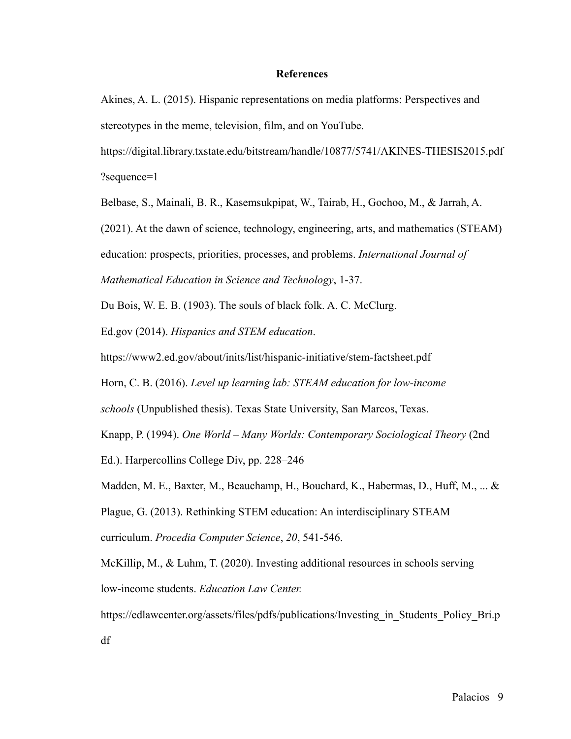**References**

Akines, A. L. (2015). Hispanic representations on media platforms: Perspectives and stereotypes in the meme, television, film, and on YouTube. https://digital.library.txstate.edu/bitstream/handle/10877/5741/AKINES-THESIS2015.pdf?sequence=1

Belbase, S., Mainali, B. R., Kasemsukpipat, W., Tairab, H., Gochoo, M., & Jarrah, A. (2021). At the dawn of science, technology, engineering, arts, and mathematics (STEAM) education: prospects, priorities, processes, and problems. *International Journal of Mathematical Education in Science and Technology*, 1-37.

Du Bois, W. E. B. (1903). The souls of black folk. A. C. McClurg.

Ed.gov (2014). *Hispanics and STEM education*. https://www2.ed.gov/about/inits/list/hispanic-initiative/stem-factsheet.pdf

Horn, C. B. (2016). *Level up learning lab: STEAM education for low-income schools* (Unpublished thesis). Texas State University, San Marcos, Texas.

Knapp, P. (1994). *One World – Many Worlds: Contemporary Sociological Theory* (2nd Ed.). Harpercollins College Div, pp. 228–246

Madden, M. E., Baxter, M., Beauchamp, H., Bouchard, K., Habermas, D., Huff, M., ... & Plague, G. (2013). Rethinking STEM education: An interdisciplinary STEAM curriculum. *Procedia Computer Science*, *20*, 541-546.

McKillip, M., & Luhm, T. (2020). Investing additional resources in schools serving low-income students. *Education Law Center.* https://edlawcenter.org/assets/files/pdfs/publications/Investing_in_Students_Policy_Bri.pdf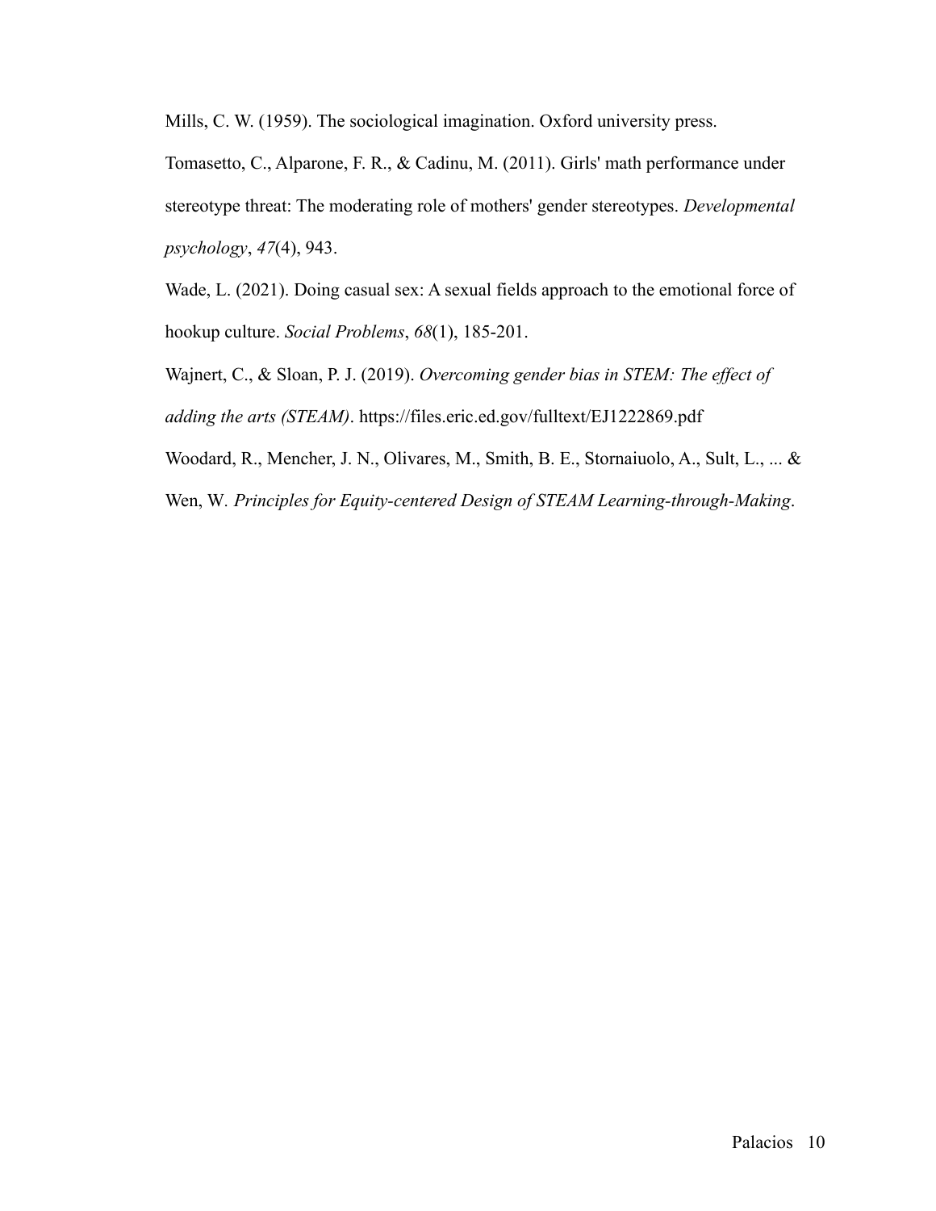Mills, C. W. (1959). The sociological imagination. Oxford university press.

Tomasetto, C., Alparone, F. R., & Cadinu, M. (2011). Girls' math performance under stereotype threat: The moderating role of mothers' gender stereotypes. *Developmental psychology*, *47*(4), 943.

Wade, L. (2021). Doing casual sex: A sexual fields approach to the emotional force of hookup culture. *Social Problems*, *68*(1), 185-201.

Wajnert, C., & Sloan, P. J. (2019). *Overcoming gender bias in STEM: The effect of adding the arts (STEAM)*. https://files.eric.ed.gov/fulltext/EJ1222869.pdf

Woodard, R., Mencher, J. N., Olivares, M., Smith, B. E., Stornaiuolo, A., Sult, L., ... & Wen, W. *Principles for Equity-centered Design of STEAM Learning-through-Making*.